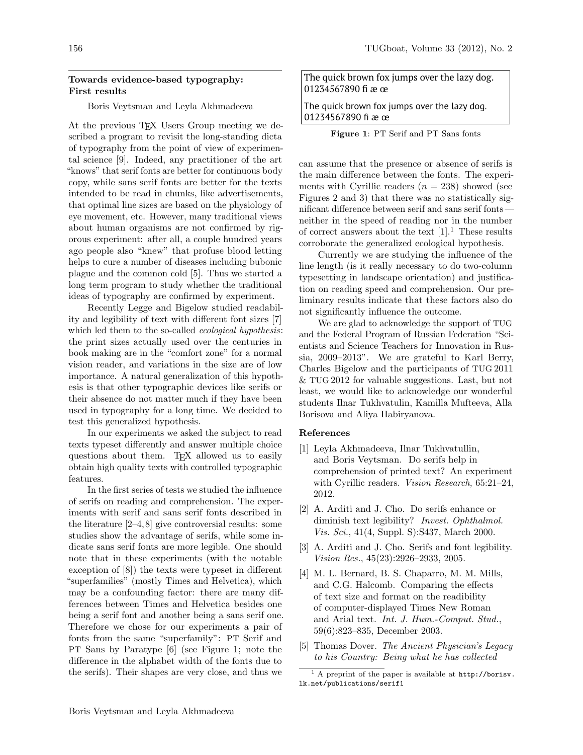## Towards evidence-based typography: First results

Boris Veytsman and Leyla Akhmadeeva

At the previous TEX Users Group meeting we described a program to revisit the long-standing dicta of typography from the point of view of experimental science [9]. Indeed, any practitioner of the art "knows" that serif fonts are better for continuous body copy, while sans serif fonts are better for the texts intended to be read in chunks, like advertisements, that optimal line sizes are based on the physiology of eye movement, etc. However, many traditional views about human organisms are not confirmed by rigorous experiment: after all, a couple hundred years ago people also "knew" that profuse blood letting helps to cure a number of diseases including bubonic plague and the common cold [5]. Thus we started a long term program to study whether the traditional ideas of typography are confirmed by experiment.

Recently Legge and Bigelow studied readability and legibility of text with different font sizes [7] which led them to the so-called *ecological hypothesis*: the print sizes actually used over the centuries in book making are in the "comfort zone" for a normal vision reader, and variations in the size are of low importance. A natural generalization of this hypothesis is that other typographic devices like serifs or their absence do not matter much if they have been used in typography for a long time. We decided to test this generalized hypothesis.

In our experiments we asked the subject to read texts typeset differently and answer multiple choice questions about them. TEX allowed us to easily obtain high quality texts with controlled typographic features.

In the first series of tests we studied the influence of serifs on reading and comprehension. The experiments with serif and sans serif fonts described in the literature [2–4, 8] give controversial results: some studies show the advantage of serifs, while some indicate sans serif fonts are more legible. One should note that in these experiments (with the notable exception of [8]) the texts were typeset in different "superfamilies" (mostly Times and Helvetica), which may be a confounding factor: there are many differences between Times and Helvetica besides one being a serif font and another being a sans serif one. Therefore we chose for our experiments a pair of fonts from the same "superfamily": PT Serif and PT Sans by Paratype [6] (see Figure 1; note the difference in the alphabet width of the fonts due to the serifs). Their shapes are very close, and thus we can assume that the presence or absence of serifs is the main difference between the fonts. The experiments with Cyrillic readers ($n = 238$) showed (see Figures 2 and 3) that there was no statistically significant difference between serif and sans serif fonts — neither in the speed of reading nor in the number of correct answers about the text [1].[1] These results corroborate the generalized ecological hypothesis.

The quick brown fox jumps over the lazy dog.
01234567890 fi æ œ

The quick brown fox jumps over the lazy dog.
01234567890 fi æ œ

**Figure 1**: PT Serif and PT Sans fonts

Currently we are studying the influence of the line length (is it really necessary to do two-column typesetting in landscape orientation) and justification on reading speed and comprehension. Our preliminary results indicate that these factors also do not significantly influence the outcome.

We are glad to acknowledge the support of TUG and the Federal Program of Russian Federation "Scientists and Science Teachers for Innovation in Russia, 2009–2013". We are grateful to Karl Berry, Charles Bigelow and the participants of TUG 2011 & TUG 2012 for valuable suggestions. Last, but not least, we would like to acknowledge our wonderful students Ilnar Tukhvatulin, Kamilla Mufteeva, Alla Borisova and Aliya Habiryanova.

### References

[1] Leyla Akhmadeeva, Ilnar Tukhvatullin, and Boris Veytsman. Do serifs help in comprehension of printed text? An experiment with Cyrillic readers. *Vision Research*, 65:21–24, 2012.

[2] A. Arditi and J. Cho. Do serifs enhance or diminish text legibility? *Invest. Ophthalmol. Vis. Sci.*, 41(4, Suppl. S):S437, March 2000.

[3] A. Arditi and J. Cho. Serifs and font legibility. *Vision Res.*, 45(23):2926–2933, 2005.

[4] M. L. Bernard, B. S. Chaparro, M. M. Mills, and C.G. Halcomb. Comparing the effects of text size and format on the readibility of computer-displayed Times New Roman and Arial text. *Int. J. Hum.-Comput. Stud.*, 59(6):823–835, December 2003.

[5] Thomas Dover. *The Ancient Physician's Legacy to his Country: Being what he has collected*

[1] A preprint of the paper is available at http://borisv.lk.net/publications/serif1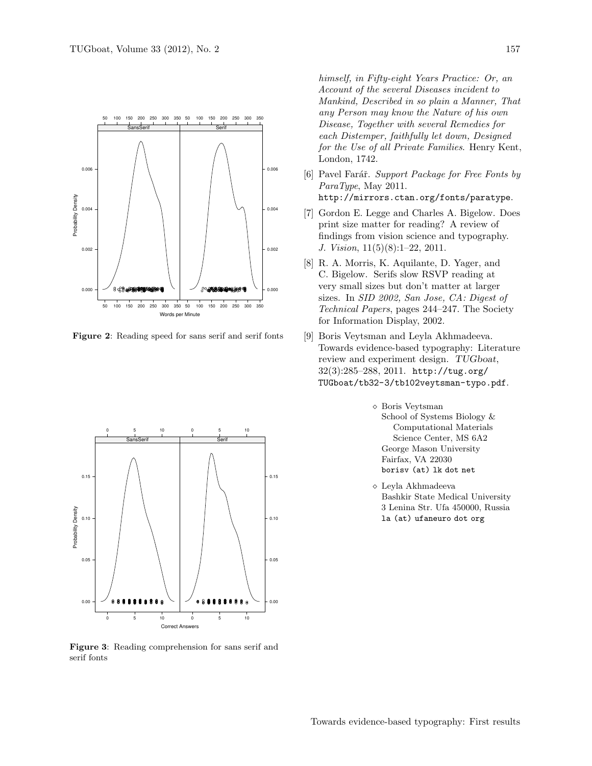50 100 150 200 250 300 350 50 100 150 200 250 300 350

SansSerif

Serif

0.006

0.004

0.002

0.000

Probability Density

Words per Minute

**Figure 2**: Reading speed for sans serif and serif fonts

0 5 10 0 5 10

SansSerif

Serif

0.15

0.10

0.05

0.00

Probability Density

Correct Answers

**Figure 3**: Reading comprehension for sans serif and serif fonts

*himself, in Fifty-eight Years Practice: Or, an Account of the several Diseases incident to Mankind, Described in so plain a Manner, That any Person may know the Nature of his own Disease, Together with several Remedies for each Distemper, faithfully let down, Designed for the Use of all Private Families*. Henry Kent, London, 1742.

[6] Pavel Farář. *Support Package for Free Fonts by ParaType*, May 2011. `http://mirrors.ctan.org/fonts/paratype`.

[7] Gordon E. Legge and Charles A. Bigelow. Does print size matter for reading? A review of findings from vision science and typography. *J. Vision*, 11(5)(8):1–22, 2011.

[8] R. A. Morris, K. Aquilante, D. Yager, and C. Bigelow. Serifs slow RSVP reading at very small sizes but don't matter at larger sizes. In *SID 2002, San Jose, CA: Digest of Technical Papers*, pages 244–247. The Society for Information Display, 2002.

[9] Boris Veytsman and Leyla Akhmadeeva. Towards evidence-based typography: Literature review and experiment design. *TUGboat*, 32(3):285–288, 2011. `http://tug.org/TUGboat/tb32-3/tb102veytsman-typo.pdf`.

◇ Boris Veytsman
School of Systems Biology & Computational Materials Science Center, MS 6A2
George Mason University
Fairfax, VA 22030
`borisv (at) lk dot net`

◇ Leyla Akhmadeeva
Bashkir State Medical University
3 Lenina Str. Ufa 450000, Russia
`la (at) ufaneuro dot org`